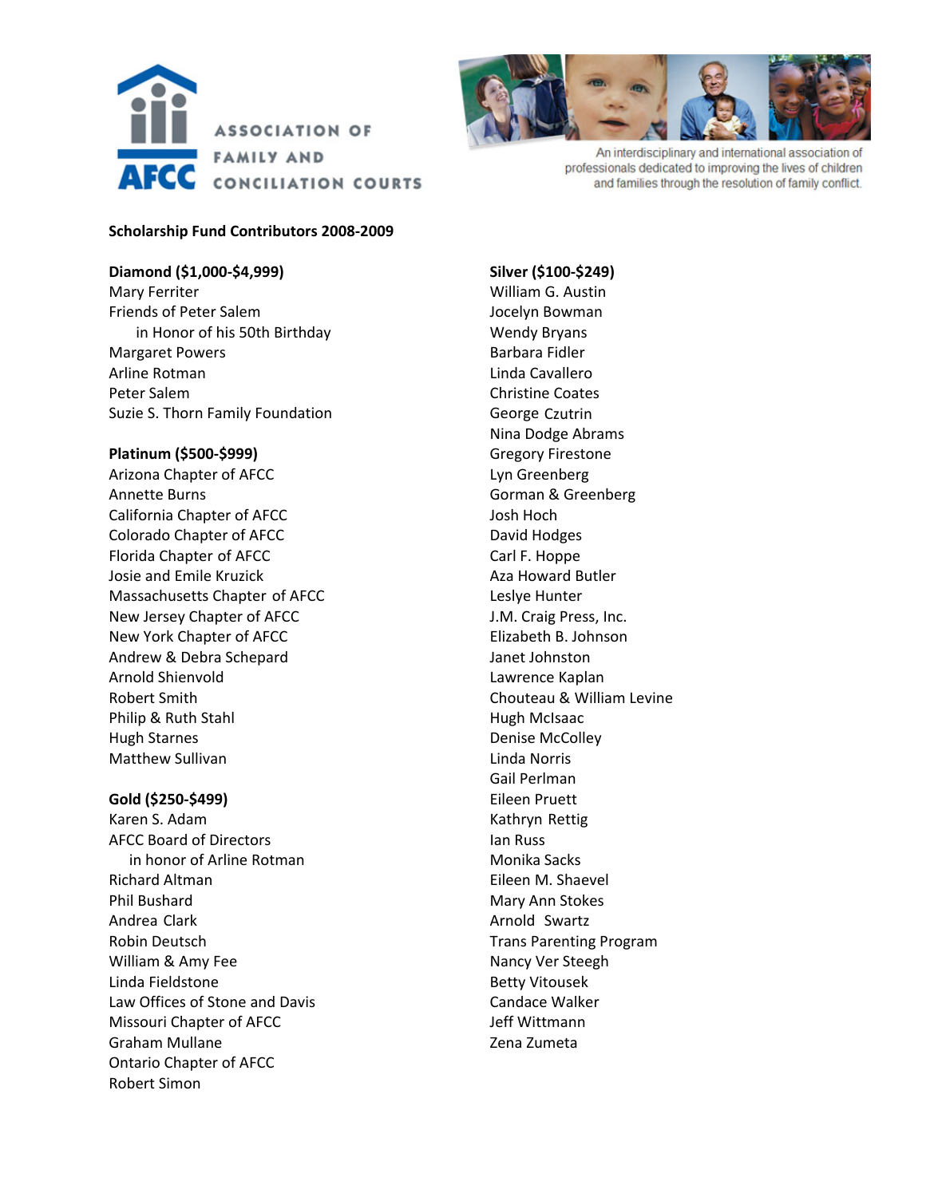**ASSOCIATION OF FAMILY AND CONCILIATION COURTS**

AFCC

An interdisciplinary and international association of professionals dedicated to improving the lives of children and families through the resolution of family conflict.

## Scholarship Fund Contributors 2008-2009

### Diamond ($1,000-$4,999)

Mary Ferriter
Friends of Peter Salem
    in Honor of his 50th Birthday
Margaret Powers
Arline Rotman
Peter Salem
Suzie S. Thorn Family Foundation

### Platinum ($500-$999)

Arizona Chapter of AFCC
Annette Burns
California Chapter of AFCC
Colorado Chapter of AFCC
Florida Chapter of AFCC
Josie and Emile Kruzick
Massachusetts Chapter of AFCC
New Jersey Chapter of AFCC
New York Chapter of AFCC
Andrew & Debra Schepard
Arnold Shienvold
Robert Smith
Philip & Ruth Stahl
Hugh Starnes
Matthew Sullivan

### Gold ($250-$499)

Karen S. Adam
AFCC Board of Directors
    in honor of Arline Rotman
Richard Altman
Phil Bushard
Andrea Clark
Robin Deutsch
William & Amy Fee
Linda Fieldstone
Law Offices of Stone and Davis
Missouri Chapter of AFCC
Graham Mullane
Ontario Chapter of AFCC
Robert Simon

### Silver ($100-$249)

William G. Austin
Jocelyn Bowman
Wendy Bryans
Barbara Fidler
Linda Cavallero
Christine Coates
George Czutrin
Nina Dodge Abrams
Gregory Firestone
Lyn Greenberg
Gorman & Greenberg
Josh Hoch
David Hodges
Carl F. Hoppe
Aza Howard Butler
Leslye Hunter
J.M. Craig Press, Inc.
Elizabeth B. Johnson
Janet Johnston
Lawrence Kaplan
Chouteau & William Levine
Hugh McIsaac
Denise McColley
Linda Norris
Gail Perlman
Eileen Pruett
Kathryn Rettig
Ian Russ
Monika Sacks
Eileen M. Shaevel
Mary Ann Stokes
Arnold Swartz
Trans Parenting Program
Nancy Ver Steegh
Betty Vitousek
Candace Walker
Jeff Wittmann
Zena Zumeta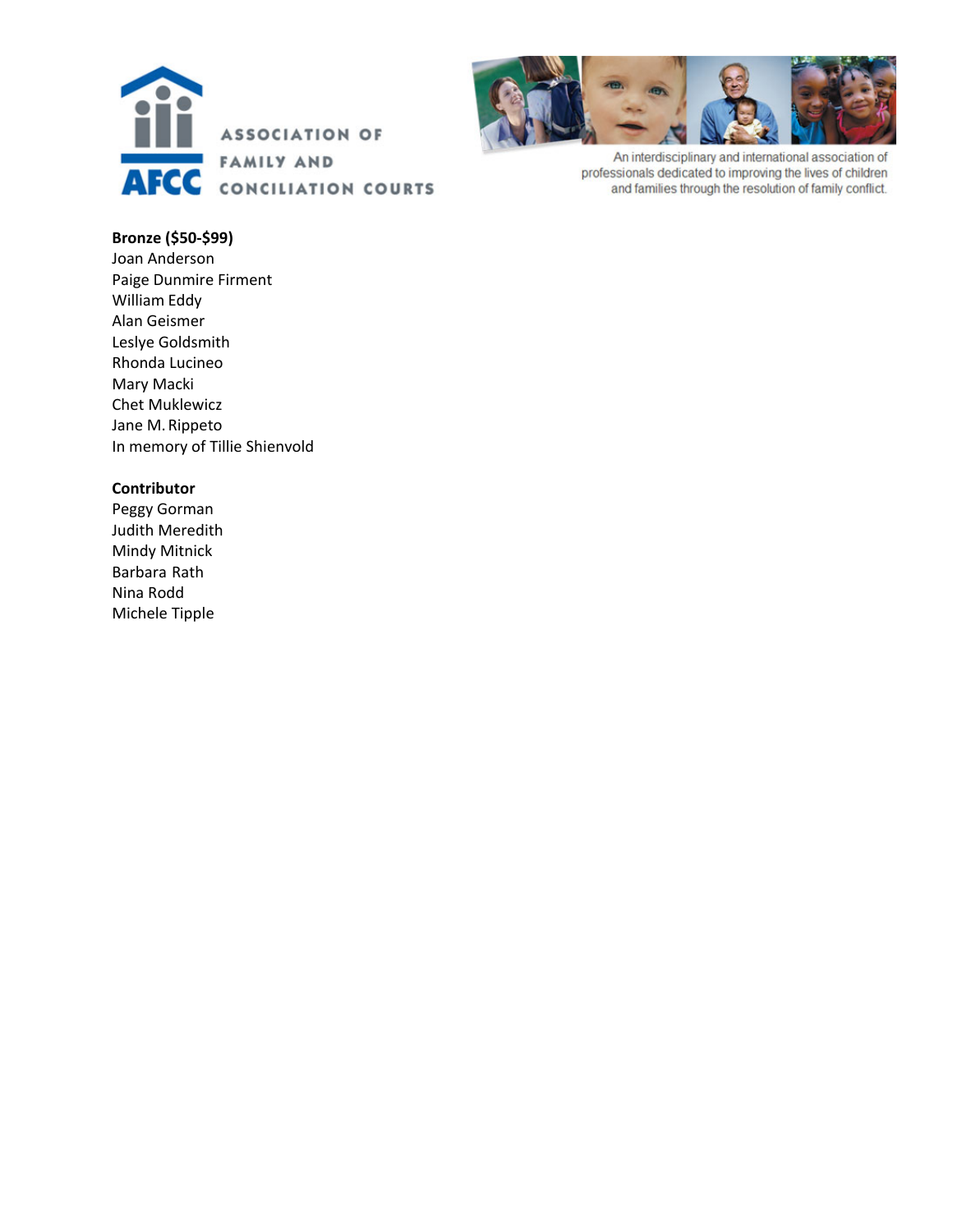ASSOCIATION OF FAMILY AND CONCILIATION COURTS

An interdisciplinary and international association of professionals dedicated to improving the lives of children and families through the resolution of family conflict.

**Bronze ($50-$99)**

Joan Anderson
Paige Dunmire Firment
William Eddy
Alan Geismer
Leslye Goldsmith
Rhonda Lucineo
Mary Macki
Chet Muklewicz
Jane M. Rippeto
In memory of Tillie Shienvold

**Contributor**

Peggy Gorman
Judith Meredith
Mindy Mitnick
Barbara Rath
Nina Rodd
Michele Tipple